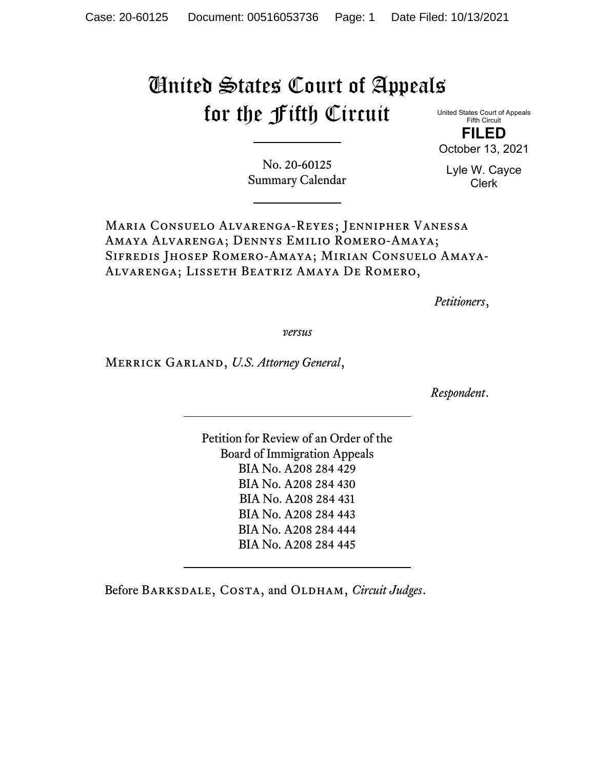# United States Court of Appeals for the Fifth Circuit

United States Court of Appeals
Fifth Circuit

**FILED**

October 13, 2021

Lyle W. Cayce
Clerk

---

No. 20-60125
Summary Calendar

---

Maria Consuelo Alvarenga-Reyes; Jennipher Vanessa Amaya Alvarenga; Dennys Emilio Romero-Amaya; Sifredis Jhosep Romero-Amaya; Mirian Consuelo Amaya-Alvarenga; Lisseth Beatriz Amaya De Romero,

*Petitioners*,

*versus*

Merrick Garland, *U.S. Attorney General*,

*Respondent*.

---

Petition for Review of an Order of the
Board of Immigration Appeals
BIA No. A208 284 429
BIA No. A208 284 430
BIA No. A208 284 431
BIA No. A208 284 443
BIA No. A208 284 444
BIA No. A208 284 445

---

Before Barksdale, Costa, and Oldham, *Circuit Judges*.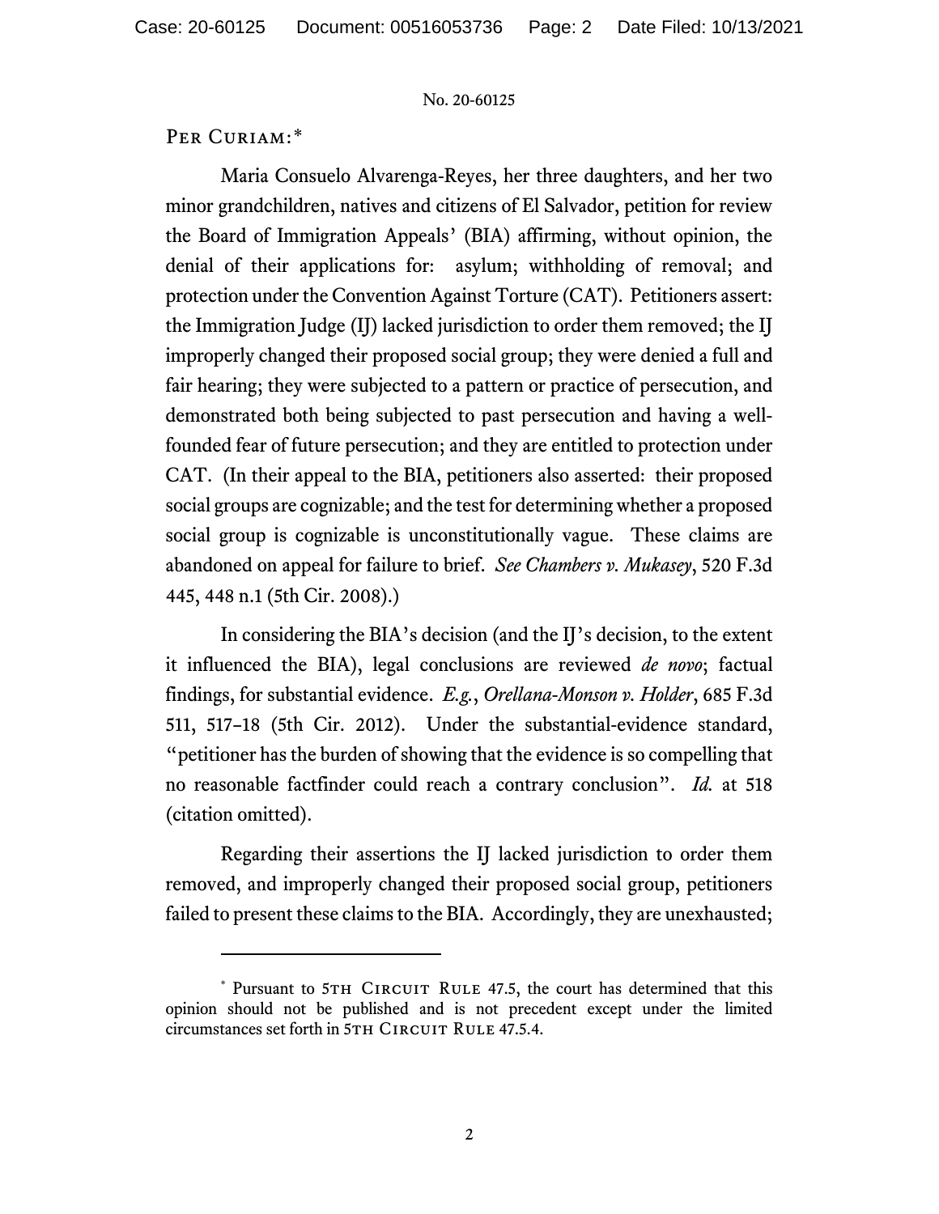Per Curiam:*

Maria Consuelo Alvarenga-Reyes, her three daughters, and her two minor grandchildren, natives and citizens of El Salvador, petition for review the Board of Immigration Appeals' (BIA) affirming, without opinion, the denial of their applications for: asylum; withholding of removal; and protection under the Convention Against Torture (CAT). Petitioners assert: the Immigration Judge (IJ) lacked jurisdiction to order them removed; the IJ improperly changed their proposed social group; they were denied a full and fair hearing; they were subjected to a pattern or practice of persecution, and demonstrated both being subjected to past persecution and having a well-founded fear of future persecution; and they are entitled to protection under CAT. (In their appeal to the BIA, petitioners also asserted: their proposed social groups are cognizable; and the test for determining whether a proposed social group is cognizable is unconstitutionally vague. These claims are abandoned on appeal for failure to brief. *See Chambers v. Mukasey*, 520 F.3d 445, 448 n.1 (5th Cir. 2008).)

In considering the BIA's decision (and the IJ's decision, to the extent it influenced the BIA), legal conclusions are reviewed *de novo*; factual findings, for substantial evidence. *E.g.*, *Orellana-Monson v. Holder*, 685 F.3d 511, 517–18 (5th Cir. 2012). Under the substantial-evidence standard, "petitioner has the burden of showing that the evidence is so compelling that no reasonable factfinder could reach a contrary conclusion". *Id.* at 518 (citation omitted).

Regarding their assertions the IJ lacked jurisdiction to order them removed, and improperly changed their proposed social group, petitioners failed to present these claims to the BIA. Accordingly, they are unexhausted;

---

* Pursuant to 5th Circuit Rule 47.5, the court has determined that this opinion should not be published and is not precedent except under the limited circumstances set forth in 5th Circuit Rule 47.5.4.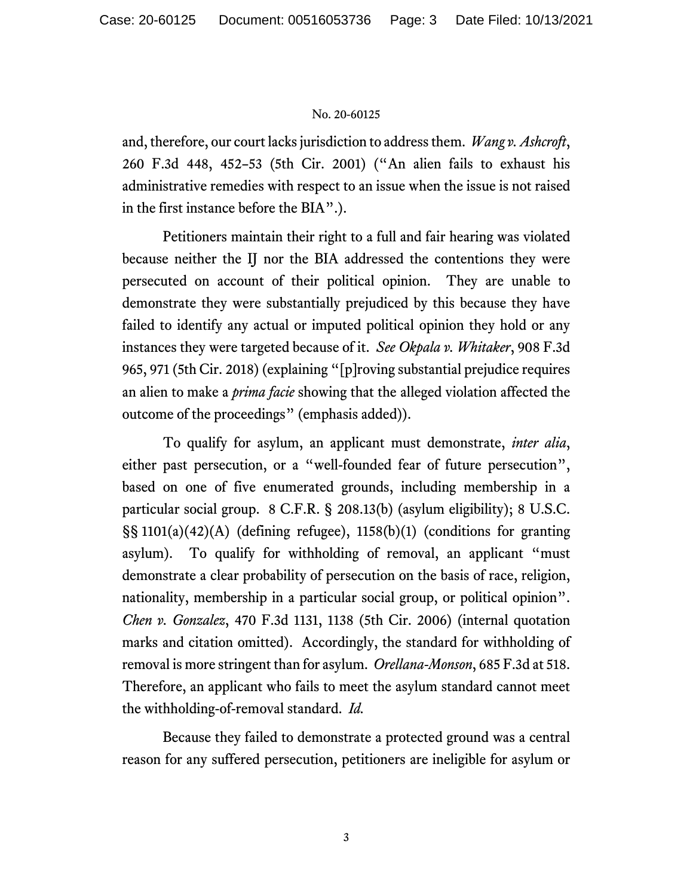and, therefore, our court lacks jurisdiction to address them. *Wang v. Ashcroft*, 260 F.3d 448, 452–53 (5th Cir. 2001) ("An alien fails to exhaust his administrative remedies with respect to an issue when the issue is not raised in the first instance before the BIA".).

Petitioners maintain their right to a full and fair hearing was violated because neither the IJ nor the BIA addressed the contentions they were persecuted on account of their political opinion. They are unable to demonstrate they were substantially prejudiced by this because they have failed to identify any actual or imputed political opinion they hold or any instances they were targeted because of it. *See Okpala v. Whitaker*, 908 F.3d 965, 971 (5th Cir. 2018) (explaining "[p]roving substantial prejudice requires an alien to make a *prima facie* showing that the alleged violation affected the outcome of the proceedings" (emphasis added)).

To qualify for asylum, an applicant must demonstrate, *inter alia*, either past persecution, or a "well-founded fear of future persecution", based on one of five enumerated grounds, including membership in a particular social group. 8 C.F.R. § 208.13(b) (asylum eligibility); 8 U.S.C. §§ 1101(a)(42)(A) (defining refugee), 1158(b)(1) (conditions for granting asylum). To qualify for withholding of removal, an applicant "must demonstrate a clear probability of persecution on the basis of race, religion, nationality, membership in a particular social group, or political opinion". *Chen v. Gonzalez*, 470 F.3d 1131, 1138 (5th Cir. 2006) (internal quotation marks and citation omitted). Accordingly, the standard for withholding of removal is more stringent than for asylum. *Orellana-Monson*, 685 F.3d at 518. Therefore, an applicant who fails to meet the asylum standard cannot meet the withholding-of-removal standard. *Id.*

Because they failed to demonstrate a protected ground was a central reason for any suffered persecution, petitioners are ineligible for asylum or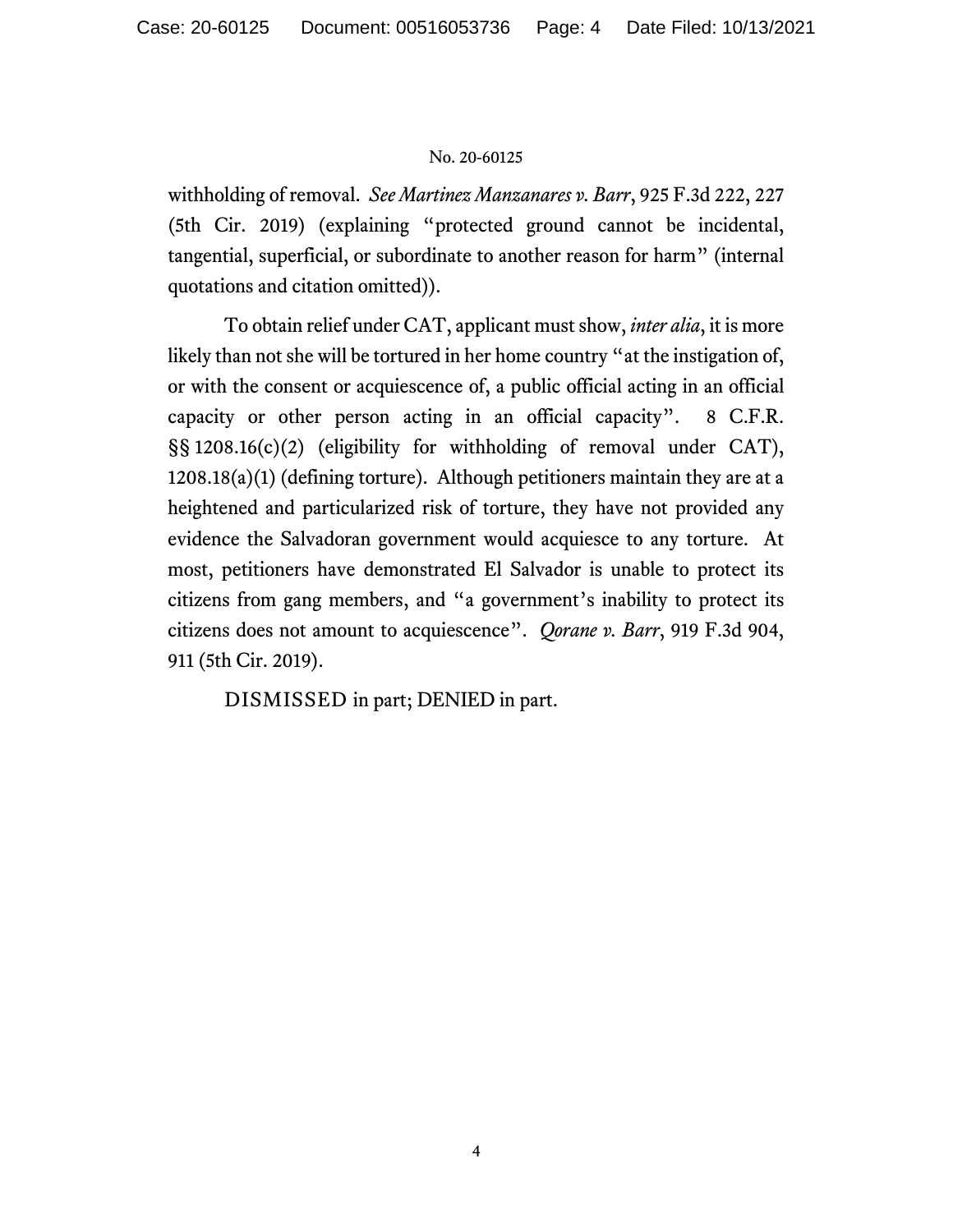withholding of removal. *See Martinez Manzanares v. Barr*, 925 F.3d 222, 227 (5th Cir. 2019) (explaining "protected ground cannot be incidental, tangential, superficial, or subordinate to another reason for harm" (internal quotations and citation omitted)).

To obtain relief under CAT, applicant must show, *inter alia*, it is more likely than not she will be tortured in her home country "at the instigation of, or with the consent or acquiescence of, a public official acting in an official capacity or other person acting in an official capacity". 8 C.F.R. §§ 1208.16(c)(2) (eligibility for withholding of removal under CAT), 1208.18(a)(1) (defining torture). Although petitioners maintain they are at a heightened and particularized risk of torture, they have not provided any evidence the Salvadoran government would acquiesce to any torture. At most, petitioners have demonstrated El Salvador is unable to protect its citizens from gang members, and "a government's inability to protect its citizens does not amount to acquiescence". *Qorane v. Barr*, 919 F.3d 904, 911 (5th Cir. 2019).

DISMISSED in part; DENIED in part.